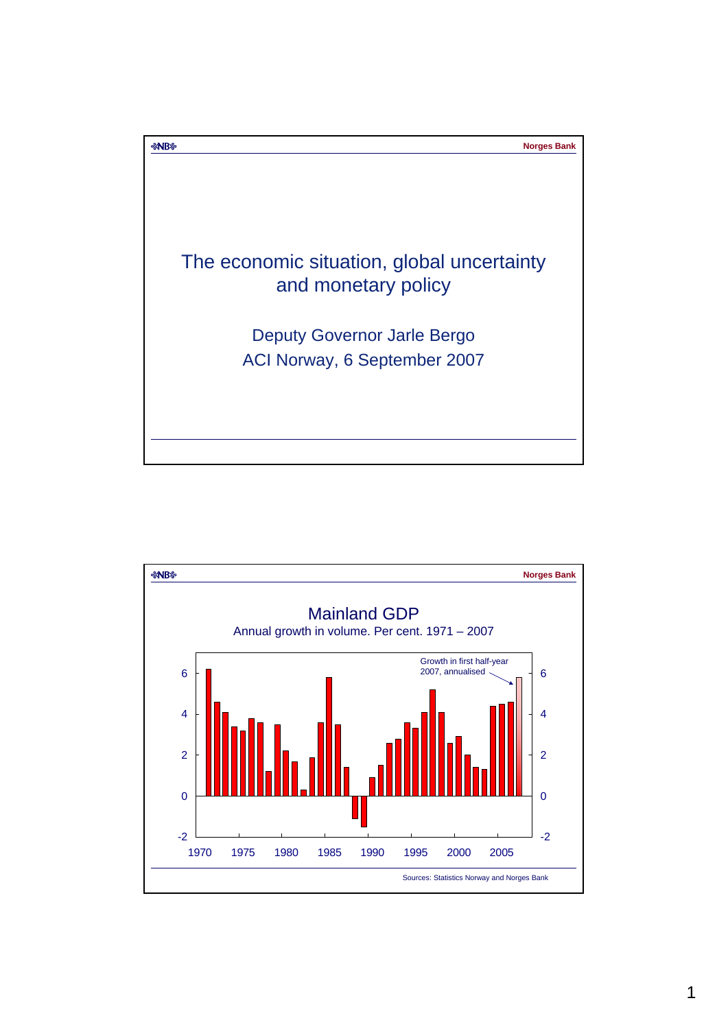# The economic situation, global uncertainty and monetary policy

Deputy Governor Jarle Bergo

ACI Norway, 6 September 2007

## Mainland GDP

Annual growth in volume. Per cent. 1971 – 2007

Growth in first half-year 2007, annualised

Sources: Statistics Norway and Norges Bank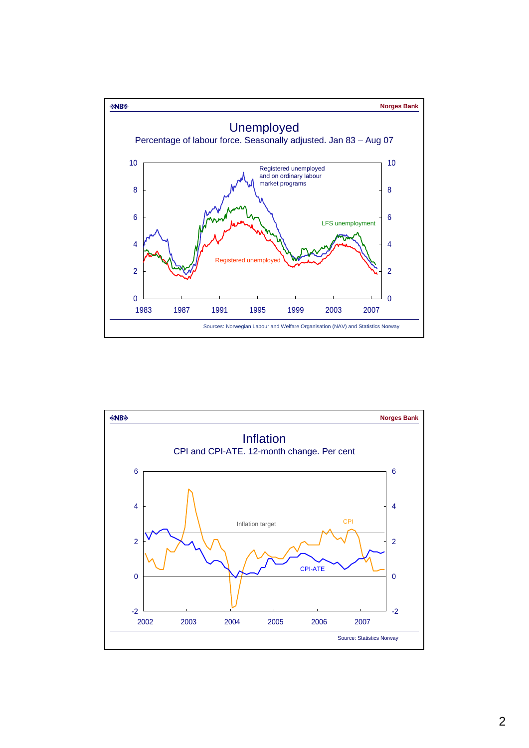Norges Bank

# Unemployed

Percentage of labour force. Seasonally adjusted. Jan 83 – Aug 07

Registered unemployed and on ordinary labour market programs

LFS unemployment

Registered unemployed

Sources: Norwegian Labour and Welfare Organisation (NAV) and Statistics Norway

Norges Bank

# Inflation

CPI and CPI-ATE. 12-month change. Per cent

Inflation target

CPI

CPI-ATE

Source: Statistics Norway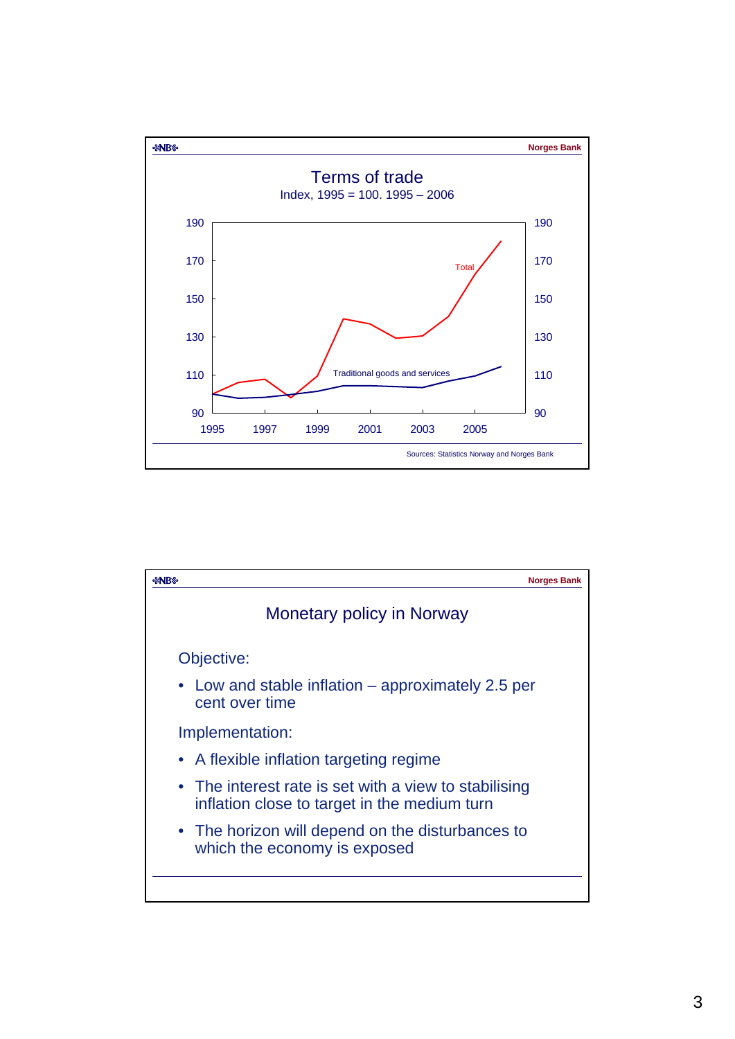## Terms of trade

Index, 1995 = 100. 1995 – 2006

Sources: Statistics Norway and Norges Bank

## Monetary policy in Norway

Objective:

- Low and stable inflation – approximately 2.5 per cent over time

Implementation:

- A flexible inflation targeting regime
- The interest rate is set with a view to stabilising inflation close to target in the medium turn
- The horizon will depend on the disturbances to which the economy is exposed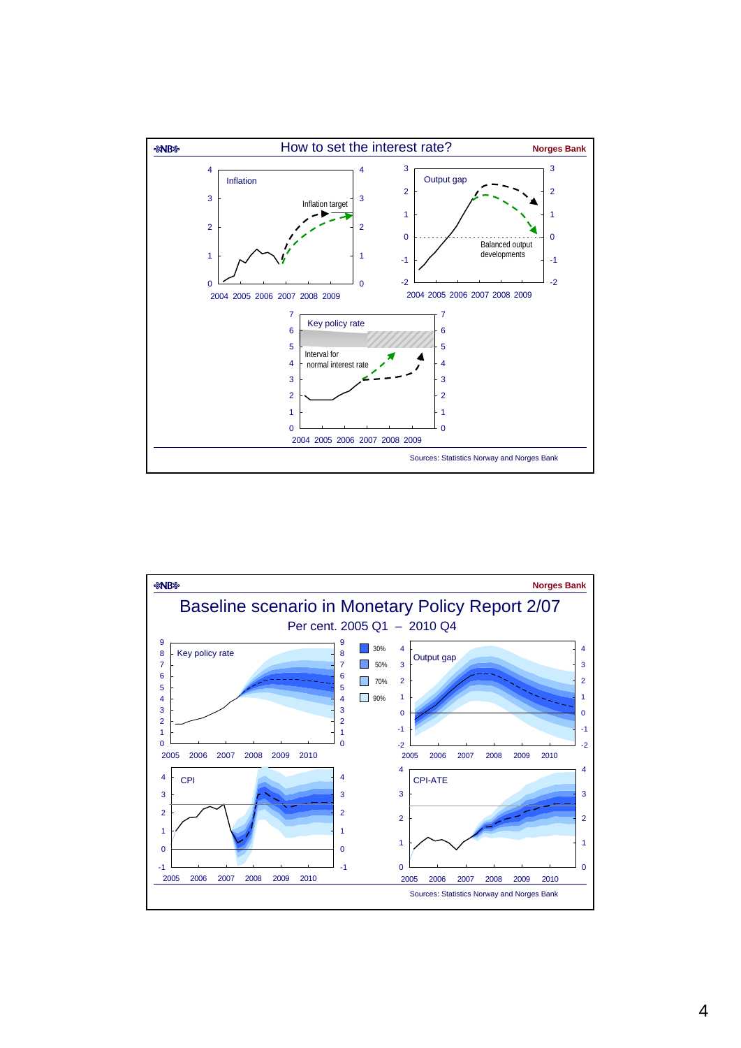## How to set the interest rate?

Norges Bank

Inflation

Inflation target

Output gap

Balanced output developments

Key policy rate

Interval for normal interest rate

Sources: Statistics Norway and Norges Bank

## Baseline scenario in Monetary Policy Report 2/07

Norges Bank

Per cent. 2005 Q1 – 2010 Q4

Key policy rate

30%
50%
70%
90%

Output gap

CPI

CPI-ATE

Sources: Statistics Norway and Norges Bank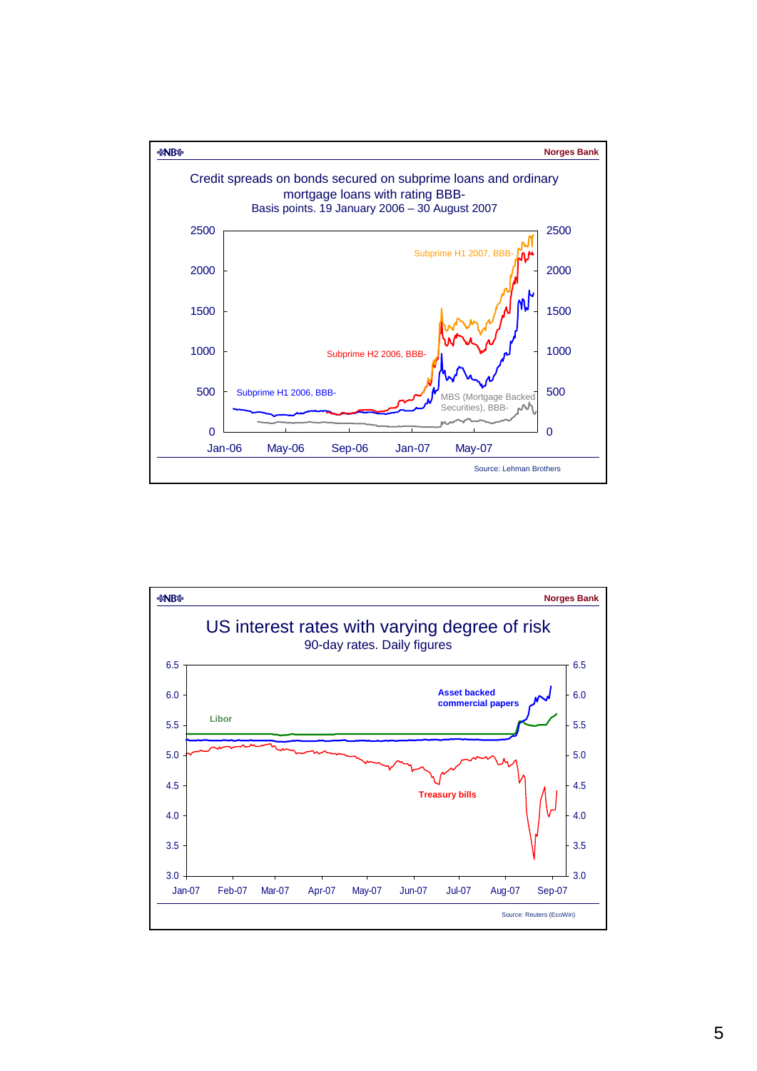Norges Bank

## Credit spreads on bonds secured on subprime loans and ordinary mortgage loans with rating BBB-

Basis points. 19 January 2006 – 30 August 2007

Subprime H1 2007, BBB-

Subprime H2 2006, BBB-

Subprime H1 2006, BBB-

MBS (Mortgage Backed Securities), BBB-

Source: Lehman Brothers

Norges Bank

## US interest rates with varying degree of risk

90-day rates. Daily figures

Libor

Asset backed commercial papers

Treasury bills

Source: Reuters (EcoWin)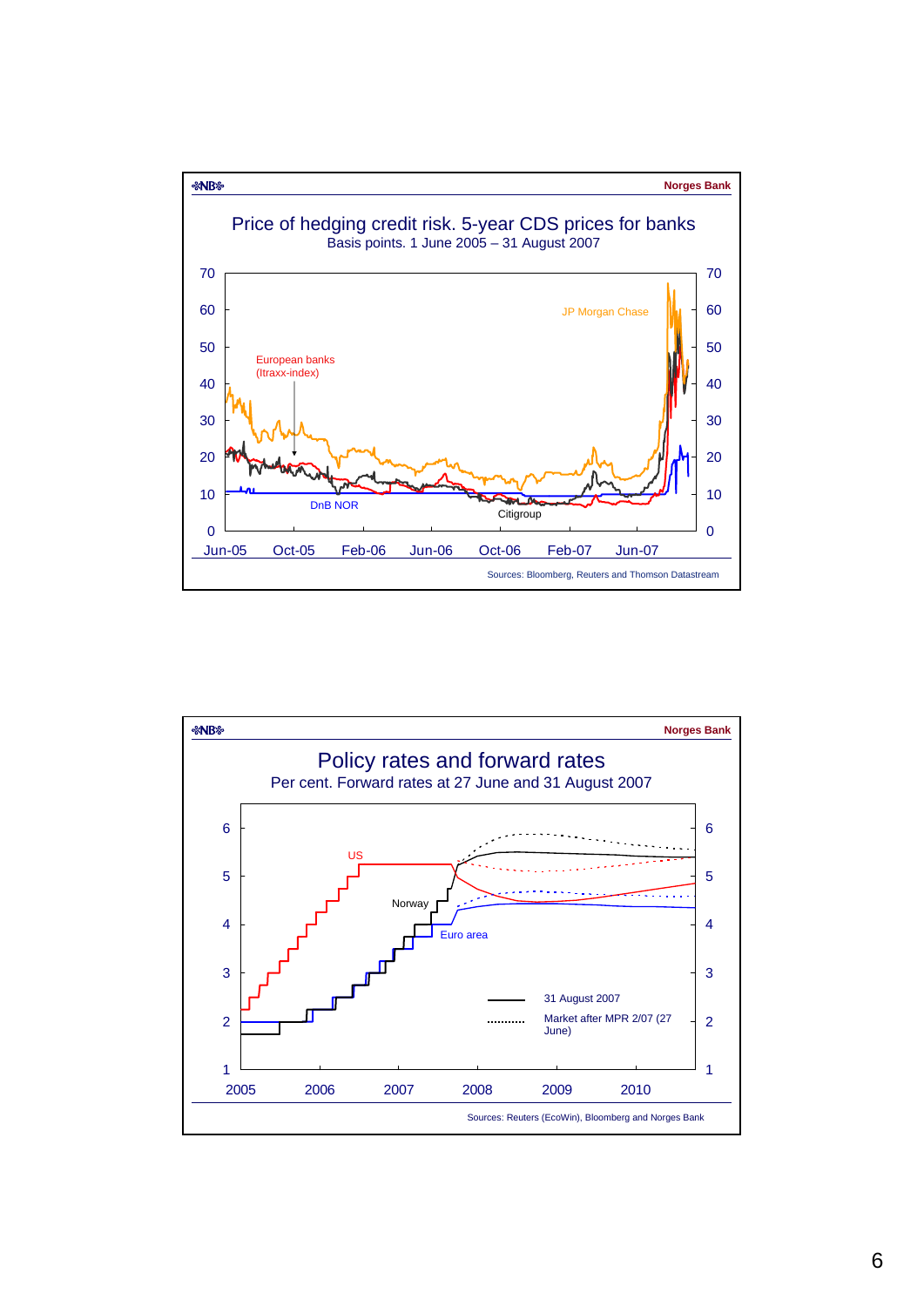Norges Bank

## Price of hedging credit risk. 5-year CDS prices for banks

Basis points. 1 June 2005 – 31 August 2007

JP Morgan Chase

European banks (Itraxx-index)

DnB NOR

Citigroup

Sources: Bloomberg, Reuters and Thomson Datastream

Norges Bank

## Policy rates and forward rates

Per cent. Forward rates at 27 June and 31 August 2007

US

Norway

Euro area

31 August 2007

Market after MPR 2/07 (27 June)

Sources: Reuters (EcoWin), Bloomberg and Norges Bank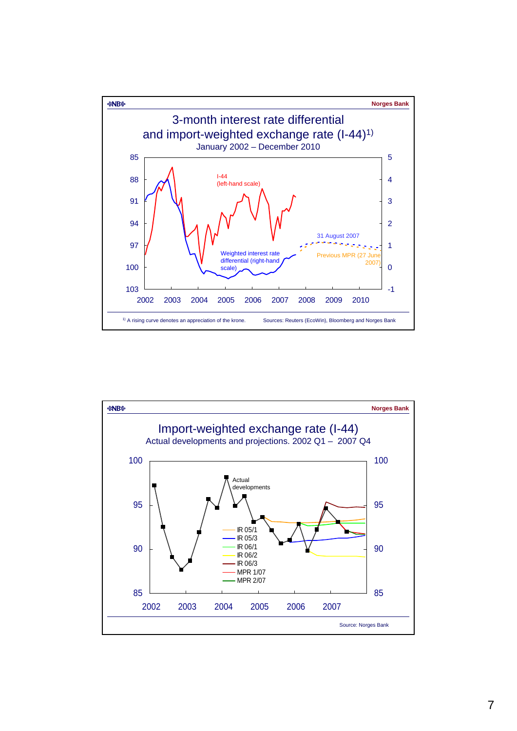# 3-month interest rate differential and import-weighted exchange rate (I-44)[1)]

January 2002 – December 2010

I-44 (left-hand scale)

Weighted interest rate differential (right-hand scale)

31 August 2007

Previous MPR (27 June 2007)

[1)] A rising curve denotes an appreciation of the krone.

Sources: Reuters (EcoWin), Bloomberg and Norges Bank

# Import-weighted exchange rate (I-44)

Actual developments and projections. 2002 Q1 – 2007 Q4

Actual developments

- IR 05/1
- IR 05/3
- IR 06/1
- IR 06/2
- IR 06/3
- MPR 1/07
- MPR 2/07

Source: Norges Bank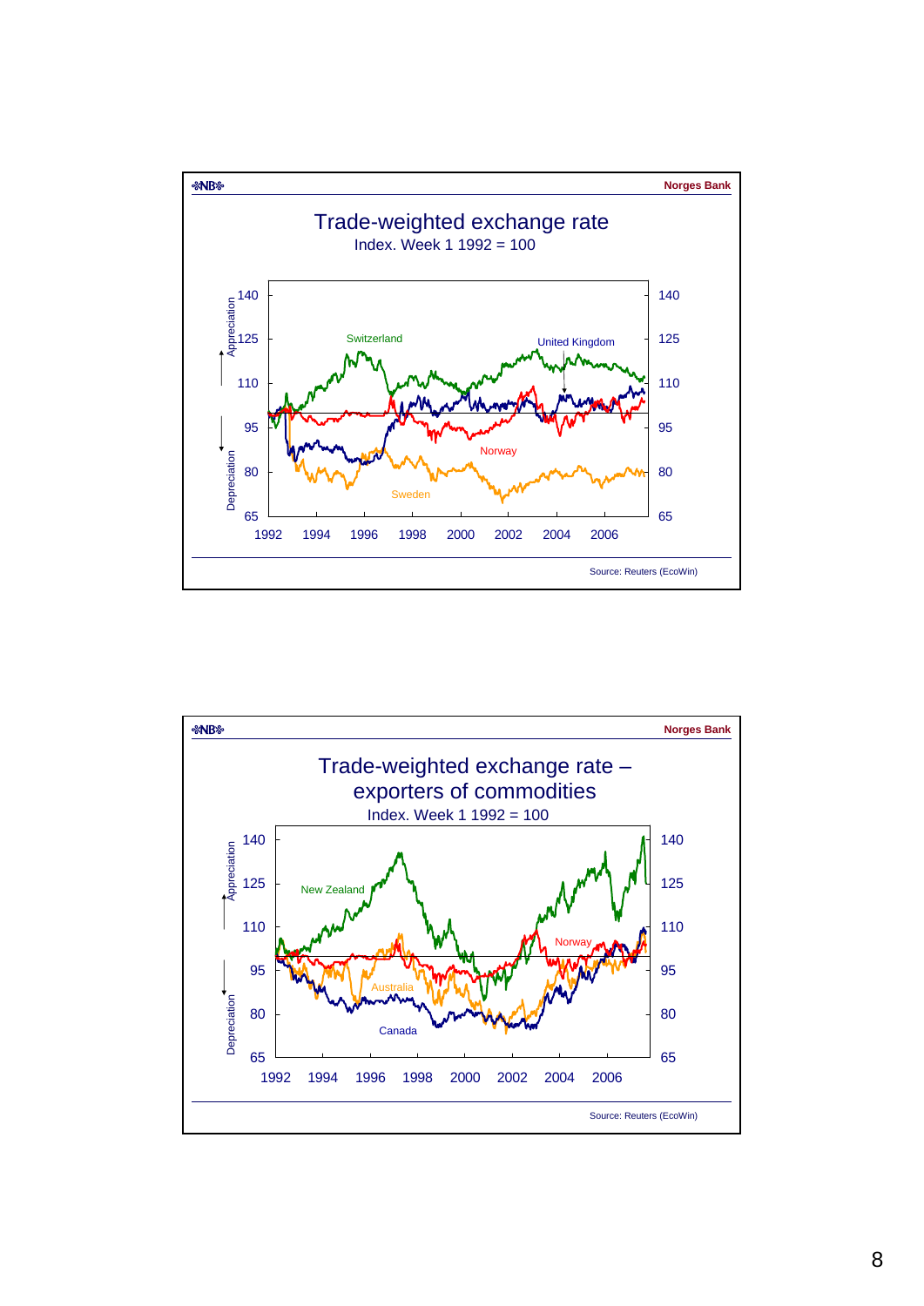Norges Bank

# Trade-weighted exchange rate

Index. Week 1 1992 = 100

Source: Reuters (EcoWin)

Norges Bank

# Trade-weighted exchange rate – exporters of commodities

Index. Week 1 1992 = 100

Source: Reuters (EcoWin)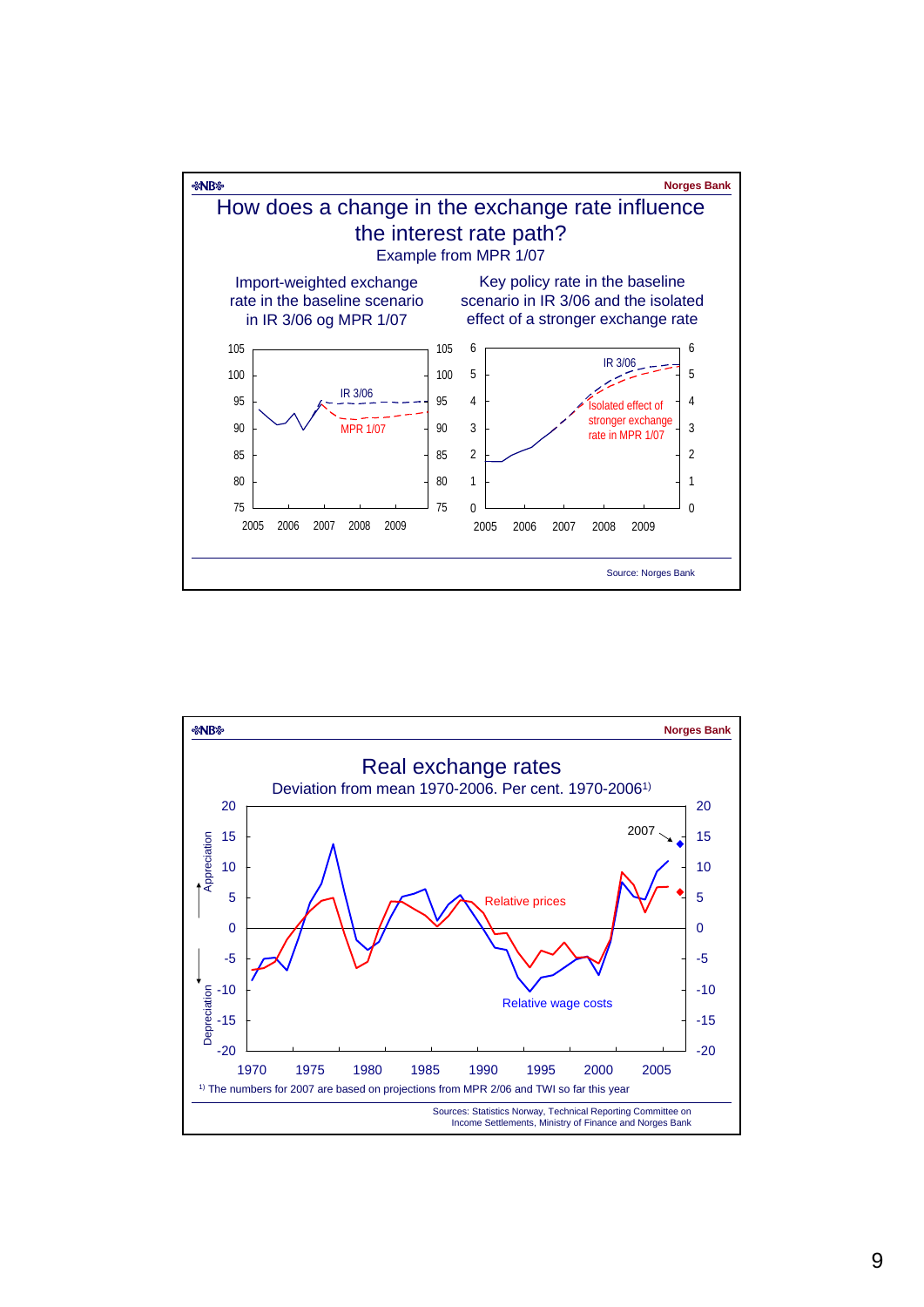Norges Bank

# How does a change in the exchange rate influence the interest rate path?

Example from MPR 1/07

Import-weighted exchange rate in the baseline scenario in IR 3/06 og MPR 1/07

105
100
95
90
85
80
75

2005 2006 2007 2008 2009

IR 3/06

MPR 1/07

Key policy rate in the baseline scenario in IR 3/06 and the isolated effect of a stronger exchange rate

6
5
4
3
2
1
0

2005 2006 2007 2008 2009

IR 3/06

Isolated effect of stronger exchange rate in MPR 1/07

Source: Norges Bank

---

Norges Bank

# Real exchange rates

Deviation from mean 1970-2006. Per cent. 1970-2006[1)]

20
15
10
5
0
-5
-10
-15
-20

Appreciation

Depreciation

1970 1975 1980 1985 1990 1995 2000 2005

2007

Relative prices

Relative wage costs

[1)] The numbers for 2007 are based on projections from MPR 2/06 and TWI so far this year

Sources: Statistics Norway, Technical Reporting Committee on Income Settlements, Ministry of Finance and Norges Bank